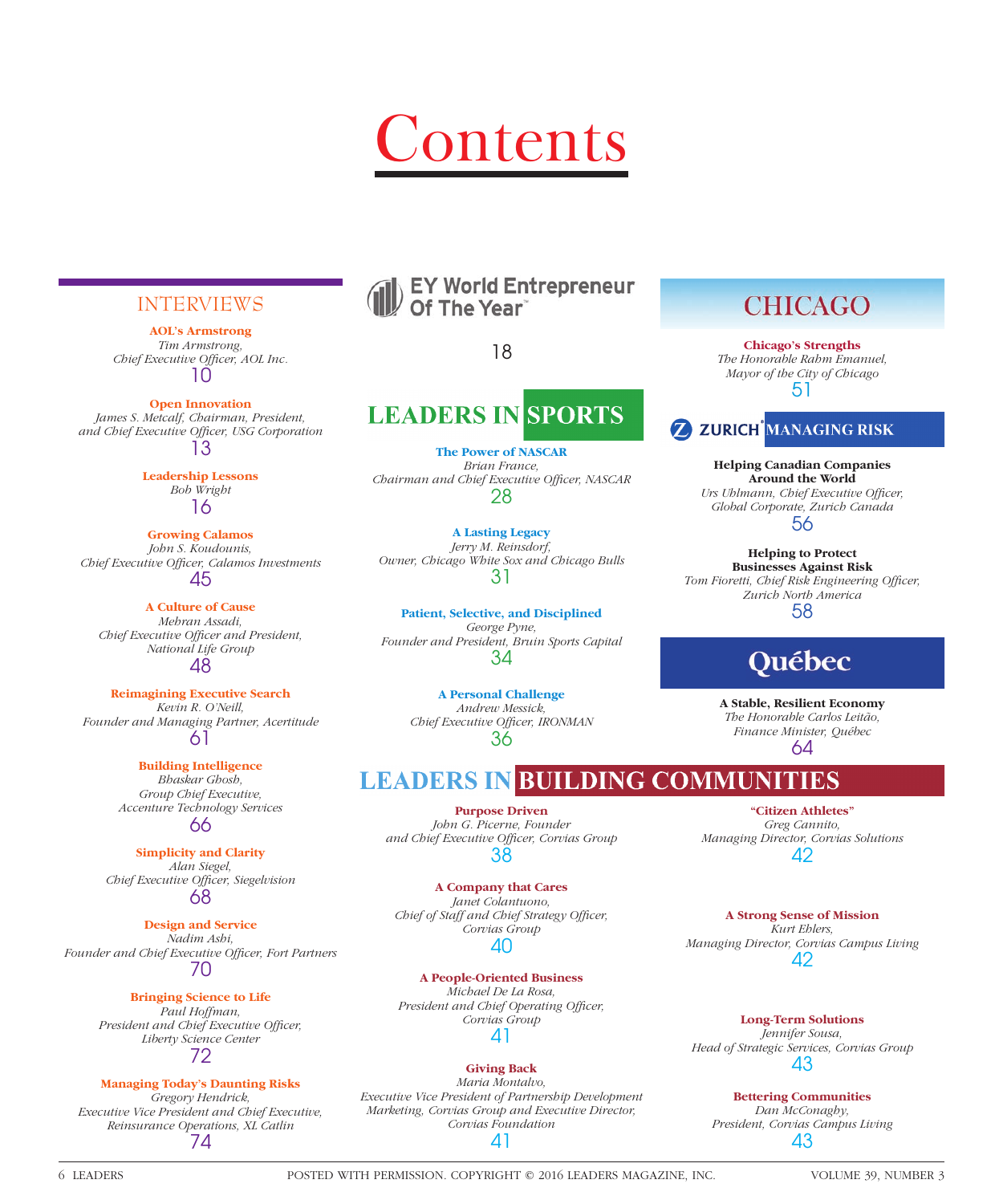# Contents

## INTERVIEWS

**AOL's Armstrong**
*Tim Armstrong, Chief Executive Officer, AOL Inc.*
10

**Open Innovation**
*James S. Metcalf, Chairman, President, and Chief Executive Officer, USG Corporation*
13

**Leadership Lessons**
*Bob Wright*
16

**Growing Calamos**
*John S. Koudounis, Chief Executive Officer, Calamos Investments*
45

**A Culture of Cause**
*Mehran Assadi, Chief Executive Officer and President, National Life Group*
48

**Reimagining Executive Search**
*Kevin R. O'Neill, Founder and Managing Partner, Acertitude*
61

**Building Intelligence**
*Bhaskar Ghosh, Group Chief Executive, Accenture Technology Services*
66

**Simplicity and Clarity**
*Alan Siegel, Chief Executive Officer, Siegelvision*
68

**Design and Service**
*Nadim Ashi, Founder and Chief Executive Officer, Fort Partners*
70

**Bringing Science to Life**
*Paul Hoffman, President and Chief Executive Officer, Liberty Science Center*
72

**Managing Today's Daunting Risks**
*Gregory Hendrick, Executive Vice President and Chief Executive, Reinsurance Operations, XL Catlin*
74

## EY World Entrepreneur Of The Year™

18

## LEADERS IN SPORTS

**The Power of NASCAR**
*Brian France, Chairman and Chief Executive Officer, NASCAR*
28

**A Lasting Legacy**
*Jerry M. Reinsdorf, Owner, Chicago White Sox and Chicago Bulls*
31

**Patient, Selective, and Disciplined**
*George Pyne, Founder and President, Bruin Sports Capital*
34

**A Personal Challenge**
*Andrew Messick, Chief Executive Officer, IRONMAN*
36

## CHICAGO

**Chicago's Strengths**
*The Honorable Rahm Emanuel, Mayor of the City of Chicago*
51

## ZURICH® MANAGING RISK

**Helping Canadian Companies Around the World**
*Urs Uhlmann, Chief Executive Officer, Global Corporate, Zurich Canada*
56

**Helping to Protect Businesses Against Risk**
*Tom Fioretti, Chief Risk Engineering Officer, Zurich North America*
58

## Québec

**A Stable, Resilient Economy**
*The Honorable Carlos Leitão, Finance Minister, Québec*
64

## LEADERS IN BUILDING COMMUNITIES

**Purpose Driven**
*John G. Picerne, Founder and Chief Executive Officer, Corvias Group*
38

**A Company that Cares**
*Janet Colantuono, Chief of Staff and Chief Strategy Officer, Corvias Group*
40

**A People-Oriented Business**
*Michael De La Rosa, President and Chief Operating Officer, Corvias Group*
41

**Giving Back**
*Maria Montalvo, Executive Vice President of Partnership Development Marketing, Corvias Group and Executive Director, Corvias Foundation*
41

**"Citizen Athletes"**
*Greg Cannito, Managing Director, Corvias Solutions*
42

**A Strong Sense of Mission**
*Kurt Ehlers, Managing Director, Corvias Campus Living*
42

**Long-Term Solutions**
*Jennifer Sousa, Head of Strategic Services, Corvias Group*
43

**Bettering Communities**
*Dan McConaghy, President, Corvias Campus Living*
43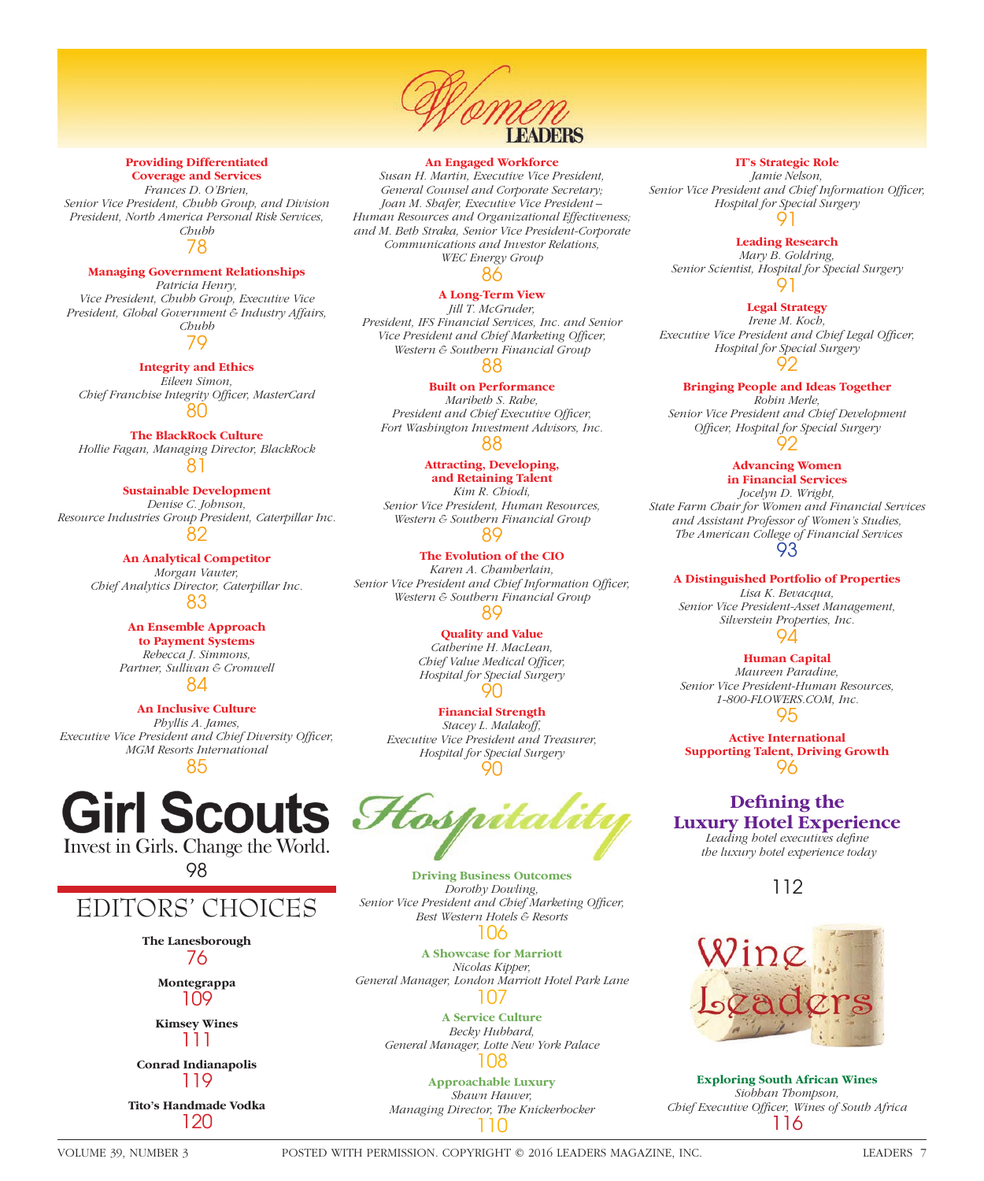# Women LEADERS

**Providing Differentiated Coverage and Services**
*Frances D. O'Brien, Senior Vice President, Chubb Group, and Division President, North America Personal Risk Services, Chubb*
78

**Managing Government Relationships**
*Patricia Henry, Vice President, Chubb Group, Executive Vice President, Global Government & Industry Affairs, Chubb*
79

**Integrity and Ethics**
*Eileen Simon, Chief Franchise Integrity Officer, MasterCard*
80

**The BlackRock Culture**
*Hollie Fagan, Managing Director, BlackRock*
81

**Sustainable Development**
*Denise C. Johnson, Resource Industries Group President, Caterpillar Inc.*
82

**An Analytical Competitor**
*Morgan Vawter, Chief Analytics Director, Caterpillar Inc.*
83

**An Ensemble Approach to Payment Systems**
*Rebecca J. Simmons, Partner, Sullivan & Cromwell*
84

**An Inclusive Culture**
*Phyllis A. James, Executive Vice President and Chief Diversity Officer, MGM Resorts International*
85

**An Engaged Workforce**
*Susan H. Martin, Executive Vice President, General Counsel and Corporate Secretary; Joan M. Shafer, Executive Vice President – Human Resources and Organizational Effectiveness; and M. Beth Straka, Senior Vice President-Corporate Communications and Investor Relations, WEC Energy Group*
86

**A Long-Term View**
*Jill T. McGruder, President, IFS Financial Services, Inc. and Senior Vice President and Chief Marketing Officer, Western & Southern Financial Group*
88

**Built on Performance**
*Maribeth S. Rahe, President and Chief Executive Officer, Fort Washington Investment Advisors, Inc.*
88

**Attracting, Developing, and Retaining Talent**
*Kim R. Chiodi, Senior Vice President, Human Resources, Western & Southern Financial Group*
89

**The Evolution of the CIO**
*Karen A. Chamberlain, Senior Vice President and Chief Information Officer, Western & Southern Financial Group*
89

**Quality and Value**
*Catherine H. MacLean, Chief Value Medical Officer, Hospital for Special Surgery*
90

**Financial Strength**
*Stacey L. Malakoff, Executive Vice President and Treasurer, Hospital for Special Surgery*
90

**IT's Strategic Role**
*Jamie Nelson, Senior Vice President and Chief Information Officer, Hospital for Special Surgery*
91

**Leading Research**
*Mary B. Goldring, Senior Scientist, Hospital for Special Surgery*
91

**Legal Strategy**
*Irene M. Koch, Executive Vice President and Chief Legal Officer, Hospital for Special Surgery*
92

**Bringing People and Ideas Together**
*Robin Merle, Senior Vice President and Chief Development Officer, Hospital for Special Surgery*
92

**Advancing Women in Financial Services**
*Jocelyn D. Wright, State Farm Chair for Women and Financial Services and Assistant Professor of Women's Studies, The American College of Financial Services*
93

**A Distinguished Portfolio of Properties**
*Lisa K. Bevacqua, Senior Vice President-Asset Management, Silverstein Properties, Inc.*
94

**Human Capital**
*Maureen Paradine, Senior Vice President-Human Resources, 1-800-FLOWERS.COM, Inc.*
95

**Active International Supporting Talent, Driving Growth**
96

## Girl Scouts

Invest in Girls. Change the World.
98

## EDITORS' CHOICES

**The Lanesborough**
76

**Montegrappa**
109

**Kimsey Wines**
111

**Conrad Indianapolis**
119

**Tito's Handmade Vodka**
120

## Hospitality

**Driving Business Outcomes**
*Dorothy Dowling, Senior Vice President and Chief Marketing Officer, Best Western Hotels & Resorts*
106

**A Showcase for Marriott**
*Nicolas Kipper, General Manager, London Marriott Hotel Park Lane*
107

**A Service Culture**
*Becky Hubbard, General Manager, Lotte New York Palace*
108

**Approachable Luxury**
*Shawn Hauver, Managing Director, The Knickerbocker*
110

## Defining the Luxury Hotel Experience

*Leading hotel executives define the luxury hotel experience today*

112

## Wine Leaders

**Exploring South African Wines**
*Siobhan Thompson, Chief Executive Officer, Wines of South Africa*
116

POSTED WITH PERMISSION. COPYRIGHT © 2016 LEADERS MAGAZINE, INC.